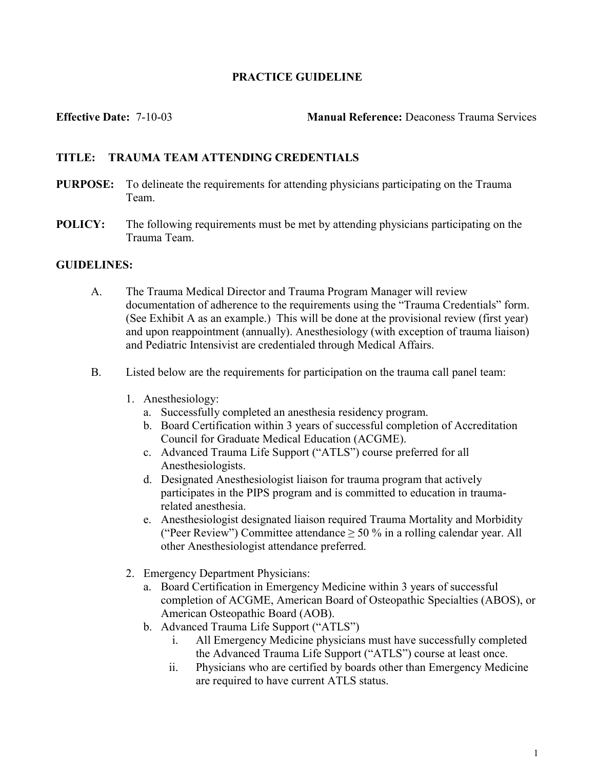# PRACTICE GUIDELINE

**Effective Date:** 7-10-03 **Manual Reference:** Deaconess Trauma Services

**TITLE: TRAUMA TEAM ATTENDING CREDENTIALS**

**PURPOSE:** To delineate the requirements for attending physicians participating on the Trauma Team.

**POLICY:** The following requirements must be met by attending physicians participating on the Trauma Team.

**GUIDELINES:**

A. The Trauma Medical Director and Trauma Program Manager will review documentation of adherence to the requirements using the "Trauma Credentials" form. (See Exhibit A as an example.) This will be done at the provisional review (first year) and upon reappointment (annually). Anesthesiology (with exception of trauma liaison) and Pediatric Intensivist are credentialed through Medical Affairs.

B. Listed below are the requirements for participation on the trauma call panel team:

1. Anesthesiology:
   a. Successfully completed an anesthesia residency program.
   b. Board Certification within 3 years of successful completion of Accreditation Council for Graduate Medical Education (ACGME).
   c. Advanced Trauma Life Support ("ATLS") course preferred for all Anesthesiologists.
   d. Designated Anesthesiologist liaison for trauma program that actively participates in the PIPS program and is committed to education in trauma-related anesthesia.
   e. Anesthesiologist designated liaison required Trauma Mortality and Morbidity ("Peer Review") Committee attendance ≥ 50 % in a rolling calendar year. All other Anesthesiologist attendance preferred.

2. Emergency Department Physicians:
   a. Board Certification in Emergency Medicine within 3 years of successful completion of ACGME, American Board of Osteopathic Specialties (ABOS), or American Osteopathic Board (AOB).
   b. Advanced Trauma Life Support ("ATLS")
      i. All Emergency Medicine physicians must have successfully completed the Advanced Trauma Life Support ("ATLS") course at least once.
      ii. Physicians who are certified by boards other than Emergency Medicine are required to have current ATLS status.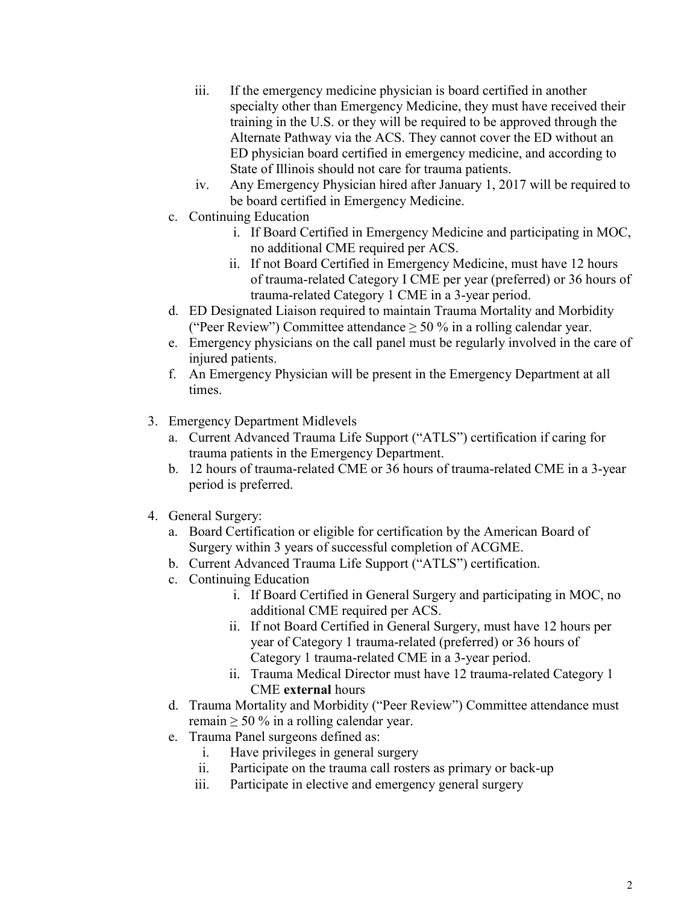iii. If the emergency medicine physician is board certified in another specialty other than Emergency Medicine, they must have received their training in the U.S. or they will be required to be approved through the Alternate Pathway via the ACS. They cannot cover the ED without an ED physician board certified in emergency medicine, and according to State of Illinois should not care for trauma patients.

iv. Any Emergency Physician hired after January 1, 2017 will be required to be board certified in Emergency Medicine.

c. Continuing Education
   - i. If Board Certified in Emergency Medicine and participating in MOC, no additional CME required per ACS.
   - ii. If not Board Certified in Emergency Medicine, must have 12 hours of trauma-related Category I CME per year (preferred) or 36 hours of trauma-related Category 1 CME in a 3-year period.

d. ED Designated Liaison required to maintain Trauma Mortality and Morbidity ("Peer Review") Committee attendance ≥ 50 % in a rolling calendar year.

e. Emergency physicians on the call panel must be regularly involved in the care of injured patients.

f. An Emergency Physician will be present in the Emergency Department at all times.

3. Emergency Department Midlevels
   - a. Current Advanced Trauma Life Support ("ATLS") certification if caring for trauma patients in the Emergency Department.
   - b. 12 hours of trauma-related CME or 36 hours of trauma-related CME in a 3-year period is preferred.

4. General Surgery:
   - a. Board Certification or eligible for certification by the American Board of Surgery within 3 years of successful completion of ACGME.
   - b. Current Advanced Trauma Life Support ("ATLS") certification.
   - c. Continuing Education
     - i. If Board Certified in General Surgery and participating in MOC, no additional CME required per ACS.
     - ii. If not Board Certified in General Surgery, must have 12 hours per year of Category 1 trauma-related (preferred) or 36 hours of Category 1 trauma-related CME in a 3-year period.
     - ii. Trauma Medical Director must have 12 trauma-related Category 1 CME **external** hours
   - d. Trauma Mortality and Morbidity ("Peer Review") Committee attendance must remain ≥ 50 % in a rolling calendar year.
   - e. Trauma Panel surgeons defined as:
     - i. Have privileges in general surgery
     - ii. Participate on the trauma call rosters as primary or back-up
     - iii. Participate in elective and emergency general surgery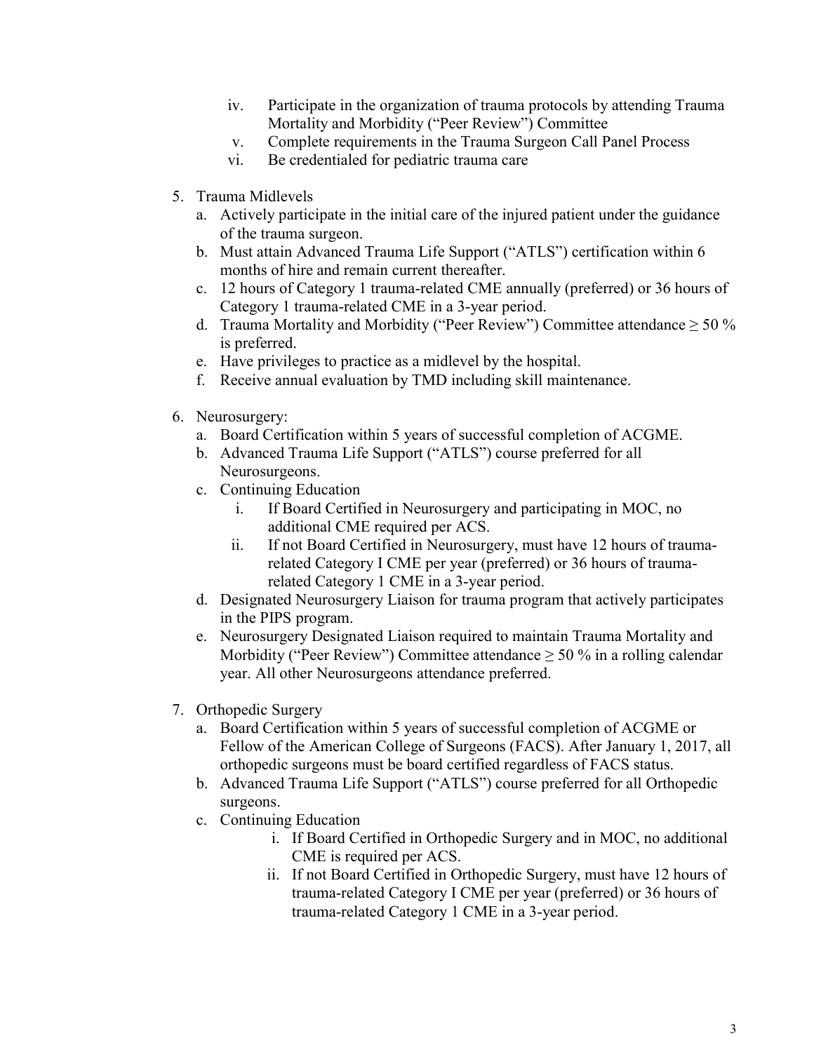iv. Participate in the organization of trauma protocols by attending Trauma Mortality and Morbidity ("Peer Review") Committee
v. Complete requirements in the Trauma Surgeon Call Panel Process
vi. Be credentialed for pediatric trauma care

5. Trauma Midlevels
   a. Actively participate in the initial care of the injured patient under the guidance of the trauma surgeon.
   b. Must attain Advanced Trauma Life Support ("ATLS") certification within 6 months of hire and remain current thereafter.
   c. 12 hours of Category 1 trauma-related CME annually (preferred) or 36 hours of Category 1 trauma-related CME in a 3-year period.
   d. Trauma Mortality and Morbidity ("Peer Review") Committee attendance ≥ 50 % is preferred.
   e. Have privileges to practice as a midlevel by the hospital.
   f. Receive annual evaluation by TMD including skill maintenance.

6. Neurosurgery:
   a. Board Certification within 5 years of successful completion of ACGME.
   b. Advanced Trauma Life Support ("ATLS") course preferred for all Neurosurgeons.
   c. Continuing Education
      i. If Board Certified in Neurosurgery and participating in MOC, no additional CME required per ACS.
      ii. If not Board Certified in Neurosurgery, must have 12 hours of trauma-related Category I CME per year (preferred) or 36 hours of trauma-related Category 1 CME in a 3-year period.
   d. Designated Neurosurgery Liaison for trauma program that actively participates in the PIPS program.
   e. Neurosurgery Designated Liaison required to maintain Trauma Mortality and Morbidity ("Peer Review") Committee attendance ≥ 50 % in a rolling calendar year. All other Neurosurgeons attendance preferred.

7. Orthopedic Surgery
   a. Board Certification within 5 years of successful completion of ACGME or Fellow of the American College of Surgeons (FACS). After January 1, 2017, all orthopedic surgeons must be board certified regardless of FACS status.
   b. Advanced Trauma Life Support ("ATLS") course preferred for all Orthopedic surgeons.
   c. Continuing Education
      i. If Board Certified in Orthopedic Surgery and in MOC, no additional CME is required per ACS.
      ii. If not Board Certified in Orthopedic Surgery, must have 12 hours of trauma-related Category I CME per year (preferred) or 36 hours of trauma-related Category 1 CME in a 3-year period.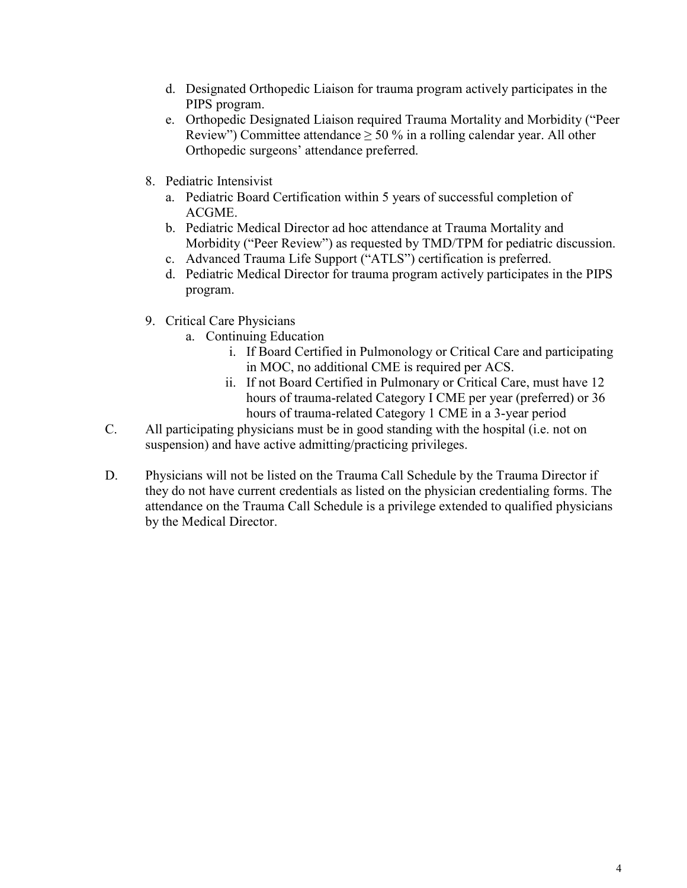d. Designated Orthopedic Liaison for trauma program actively participates in the PIPS program.
   e. Orthopedic Designated Liaison required Trauma Mortality and Morbidity ("Peer Review") Committee attendance $\geq$ 50 % in a rolling calendar year. All other Orthopedic surgeons' attendance preferred.

8. Pediatric Intensivist
   a. Pediatric Board Certification within 5 years of successful completion of ACGME.
   b. Pediatric Medical Director ad hoc attendance at Trauma Mortality and Morbidity ("Peer Review") as requested by TMD/TPM for pediatric discussion.
   c. Advanced Trauma Life Support ("ATLS") certification is preferred.
   d. Pediatric Medical Director for trauma program actively participates in the PIPS program.

9. Critical Care Physicians
   a. Continuing Education
      i. If Board Certified in Pulmonology or Critical Care and participating in MOC, no additional CME is required per ACS.
      ii. If not Board Certified in Pulmonary or Critical Care, must have 12 hours of trauma-related Category I CME per year (preferred) or 36 hours of trauma-related Category 1 CME in a 3-year period

C. All participating physicians must be in good standing with the hospital (i.e. not on suspension) and have active admitting/practicing privileges.

D. Physicians will not be listed on the Trauma Call Schedule by the Trauma Director if they do not have current credentials as listed on the physician credentialing forms. The attendance on the Trauma Call Schedule is a privilege extended to qualified physicians by the Medical Director.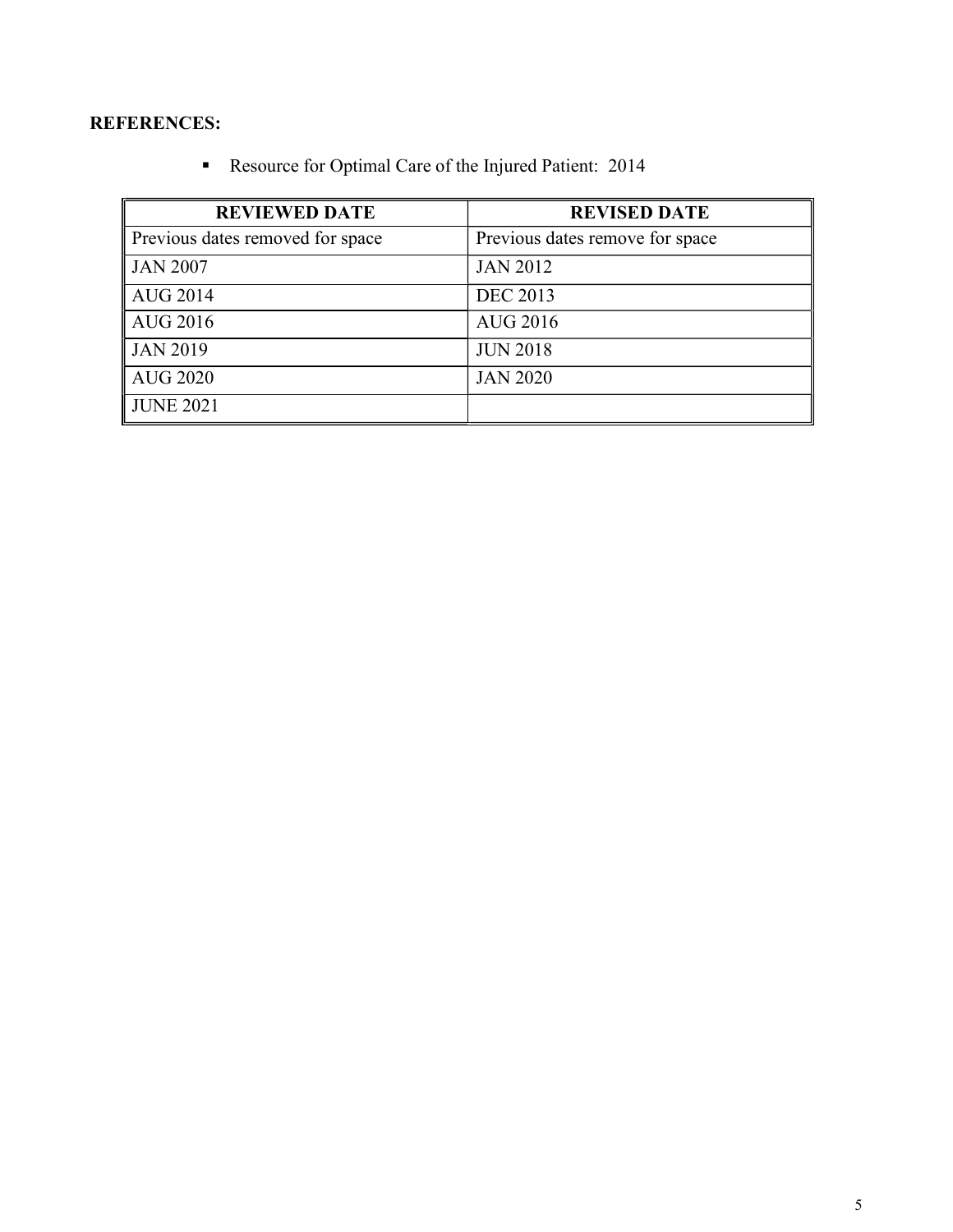**REFERENCES:**

- Resource for Optimal Care of the Injured Patient: 2014

| REVIEWED DATE | REVISED DATE |
| --- | --- |
| Previous dates removed for space | Previous dates remove for space |
| JAN 2007 | JAN 2012 |
| AUG 2014 | DEC 2013 |
| AUG 2016 | AUG 2016 |
| JAN 2019 | JUN 2018 |
| AUG 2020 | JAN 2020 |
| JUNE 2021 | |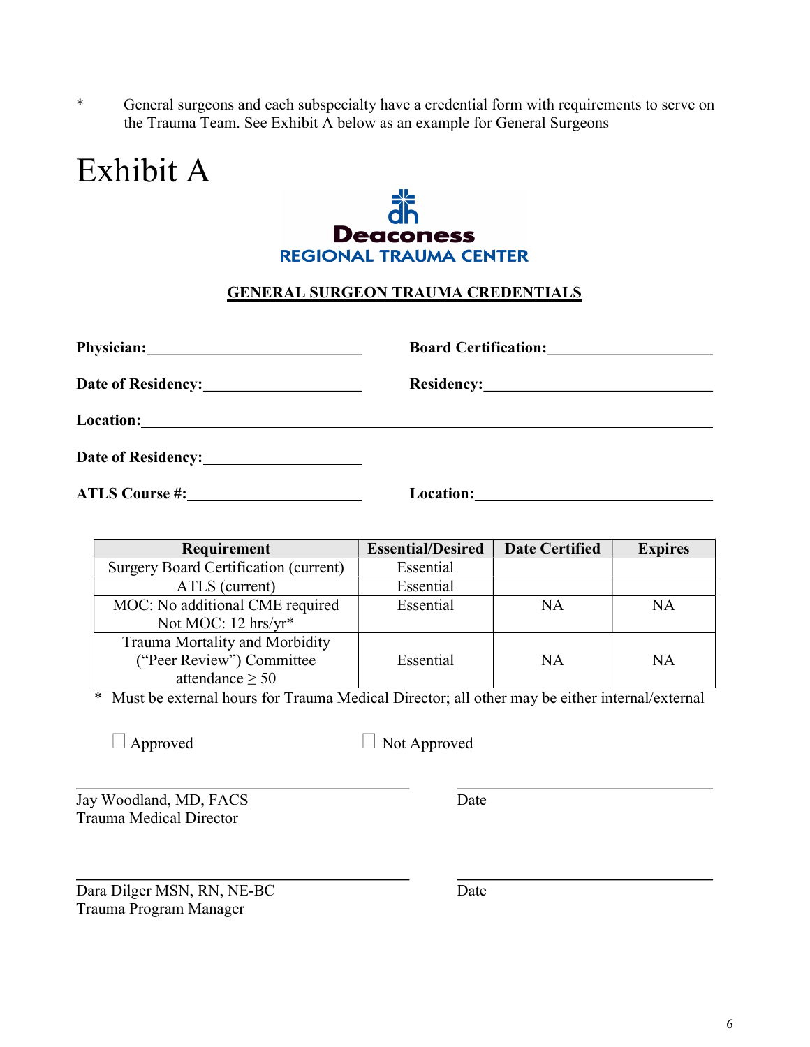\* General surgeons and each subspecialty have a credential form with requirements to serve on the Trauma Team. See Exhibit A below as an example for General Surgeons

# Exhibit A

Deaconess
REGIONAL TRAUMA CENTER

**GENERAL SURGEON TRAUMA CREDENTIALS**

**Physician:**\_\_\_\_\_\_\_\_\_\_\_\_\_\_\_\_\_\_\_\_\_\_\_\_\_\_\_\_ **Board Certification:**\_\_\_\_\_\_\_\_\_\_\_\_\_\_\_\_\_\_\_\_\_\_

**Date of Residency:**\_\_\_\_\_\_\_\_\_\_\_\_\_\_\_\_\_\_\_\_ **Residency:**\_\_\_\_\_\_\_\_\_\_\_\_\_\_\_\_\_\_\_\_\_\_\_\_\_\_\_\_\_\_

**Location:**\_\_\_\_\_\_\_\_\_\_\_\_\_\_\_\_\_\_\_\_\_\_\_\_\_\_\_\_\_\_\_\_\_\_\_\_\_\_\_\_\_\_\_\_\_\_\_\_\_\_\_\_\_\_\_\_\_\_\_\_\_\_\_\_\_\_\_\_\_

**Date of Residency:**\_\_\_\_\_\_\_\_\_\_\_\_\_\_\_\_\_\_\_\_

**ATLS Course #:**\_\_\_\_\_\_\_\_\_\_\_\_\_\_\_\_\_\_\_\_\_\_ **Location:**\_\_\_\_\_\_\_\_\_\_\_\_\_\_\_\_\_\_\_\_\_\_\_\_\_\_\_\_\_\_\_

| Requirement | Essential/Desired | Date Certified | Expires |
|---|---|---|---|
| Surgery Board Certification (current) | Essential | | |
| ATLS (current) | Essential | | |
| MOC: No additional CME required<br>Not MOC: 12 hrs/yr* | Essential | NA | NA |
| Trauma Mortality and Morbidity ("Peer Review") Committee attendance ≥ 50 | Essential | NA | NA |

\* Must be external hours for Trauma Medical Director; all other may be either internal/external

☐ Approved ☐ Not Approved

\_\_\_\_\_\_\_\_\_\_\_\_\_\_\_\_\_\_\_\_\_\_\_\_\_\_\_\_\_\_\_\_\_\_\_\_\_\_\_\_ \_\_\_\_\_\_\_\_\_\_\_\_\_\_\_\_\_\_\_\_\_\_\_\_\_\_\_\_\_\_
Jay Woodland, MD, FACS Date
Trauma Medical Director

\_\_\_\_\_\_\_\_\_\_\_\_\_\_\_\_\_\_\_\_\_\_\_\_\_\_\_\_\_\_\_\_\_\_\_\_\_\_\_\_ \_\_\_\_\_\_\_\_\_\_\_\_\_\_\_\_\_\_\_\_\_\_\_\_\_\_\_\_\_\_
Dara Dilger MSN, RN, NE-BC Date
Trauma Program Manager